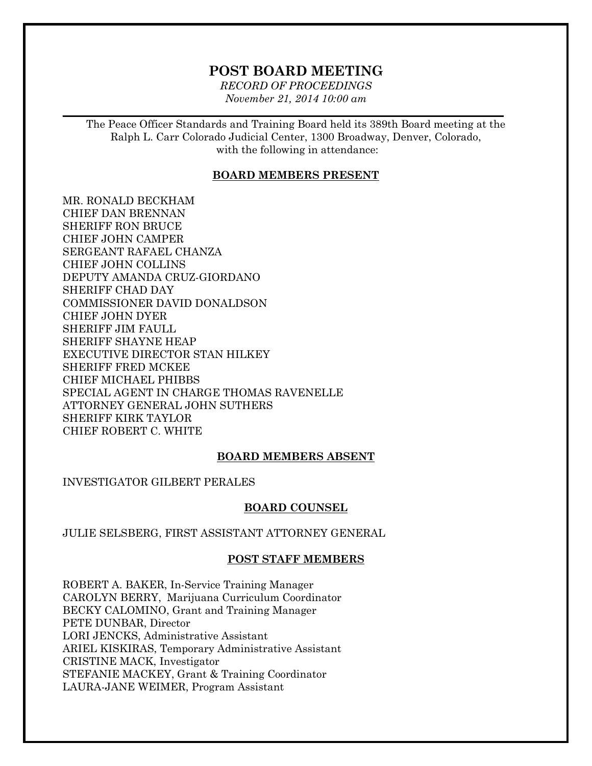# POST BOARD MEETING

*RECORD OF PROCEEDINGS*
*November 21, 2014 10:00 am*

---

The Peace Officer Standards and Training Board held its 389th Board meeting at the Ralph L. Carr Colorado Judicial Center, 1300 Broadway, Denver, Colorado, with the following in attendance:

## BOARD MEMBERS PRESENT

MR. RONALD BECKHAM
CHIEF DAN BRENNAN
SHERIFF RON BRUCE
CHIEF JOHN CAMPER
SERGEANT RAFAEL CHANZA
CHIEF JOHN COLLINS
DEPUTY AMANDA CRUZ-GIORDANO
SHERIFF CHAD DAY
COMMISSIONER DAVID DONALDSON
CHIEF JOHN DYER
SHERIFF JIM FAULL
SHERIFF SHAYNE HEAP
EXECUTIVE DIRECTOR STAN HILKEY
SHERIFF FRED MCKEE
CHIEF MICHAEL PHIBBS
SPECIAL AGENT IN CHARGE THOMAS RAVENELLE
ATTORNEY GENERAL JOHN SUTHERS
SHERIFF KIRK TAYLOR
CHIEF ROBERT C. WHITE

## BOARD MEMBERS ABSENT

INVESTIGATOR GILBERT PERALES

## BOARD COUNSEL

JULIE SELSBERG, FIRST ASSISTANT ATTORNEY GENERAL

## POST STAFF MEMBERS

ROBERT A. BAKER, In-Service Training Manager
CAROLYN BERRY, Marijuana Curriculum Coordinator
BECKY CALOMINO, Grant and Training Manager
PETE DUNBAR, Director
LORI JENCKS, Administrative Assistant
ARIEL KISKIRAS, Temporary Administrative Assistant
CRISTINE MACK, Investigator
STEFANIE MACKEY, Grant & Training Coordinator
LAURA-JANE WEIMER, Program Assistant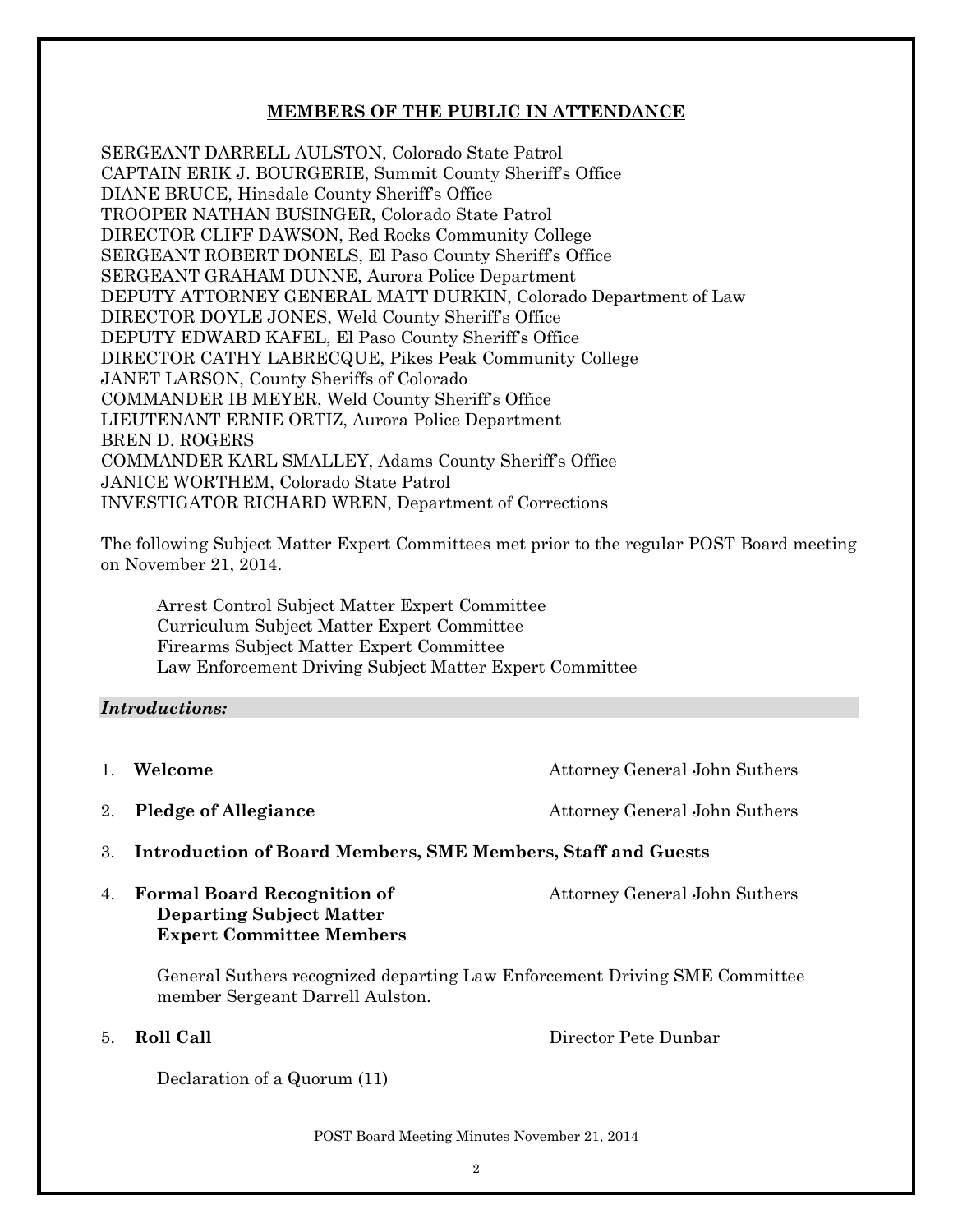## MEMBERS OF THE PUBLIC IN ATTENDANCE

SERGEANT DARRELL AULSTON, Colorado State Patrol
CAPTAIN ERIK J. BOURGERIE, Summit County Sheriff's Office
DIANE BRUCE, Hinsdale County Sheriff's Office
TROOPER NATHAN BUSINGER, Colorado State Patrol
DIRECTOR CLIFF DAWSON, Red Rocks Community College
SERGEANT ROBERT DONELS, El Paso County Sheriff's Office
SERGEANT GRAHAM DUNNE, Aurora Police Department
DEPUTY ATTORNEY GENERAL MATT DURKIN, Colorado Department of Law
DIRECTOR DOYLE JONES, Weld County Sheriff's Office
DEPUTY EDWARD KAFEL, El Paso County Sheriff's Office
DIRECTOR CATHY LABRECQUE, Pikes Peak Community College
JANET LARSON, County Sheriffs of Colorado
COMMANDER IB MEYER, Weld County Sheriff's Office
LIEUTENANT ERNIE ORTIZ, Aurora Police Department
BREN D. ROGERS
COMMANDER KARL SMALLEY, Adams County Sheriff's Office
JANICE WORTHEM, Colorado State Patrol
INVESTIGATOR RICHARD WREN, Department of Corrections

The following Subject Matter Expert Committees met prior to the regular POST Board meeting on November 21, 2014.

Arrest Control Subject Matter Expert Committee
Curriculum Subject Matter Expert Committee
Firearms Subject Matter Expert Committee
Law Enforcement Driving Subject Matter Expert Committee

### *Introductions:*

1. **Welcome** — Attorney General John Suthers

2. **Pledge of Allegiance** — Attorney General John Suthers

3. **Introduction of Board Members, SME Members, Staff and Guests**

4. **Formal Board Recognition of Departing Subject Matter Expert Committee Members** — Attorney General John Suthers

   General Suthers recognized departing Law Enforcement Driving SME Committee member Sergeant Darrell Aulston.

5. **Roll Call** — Director Pete Dunbar

   Declaration of a Quorum (11)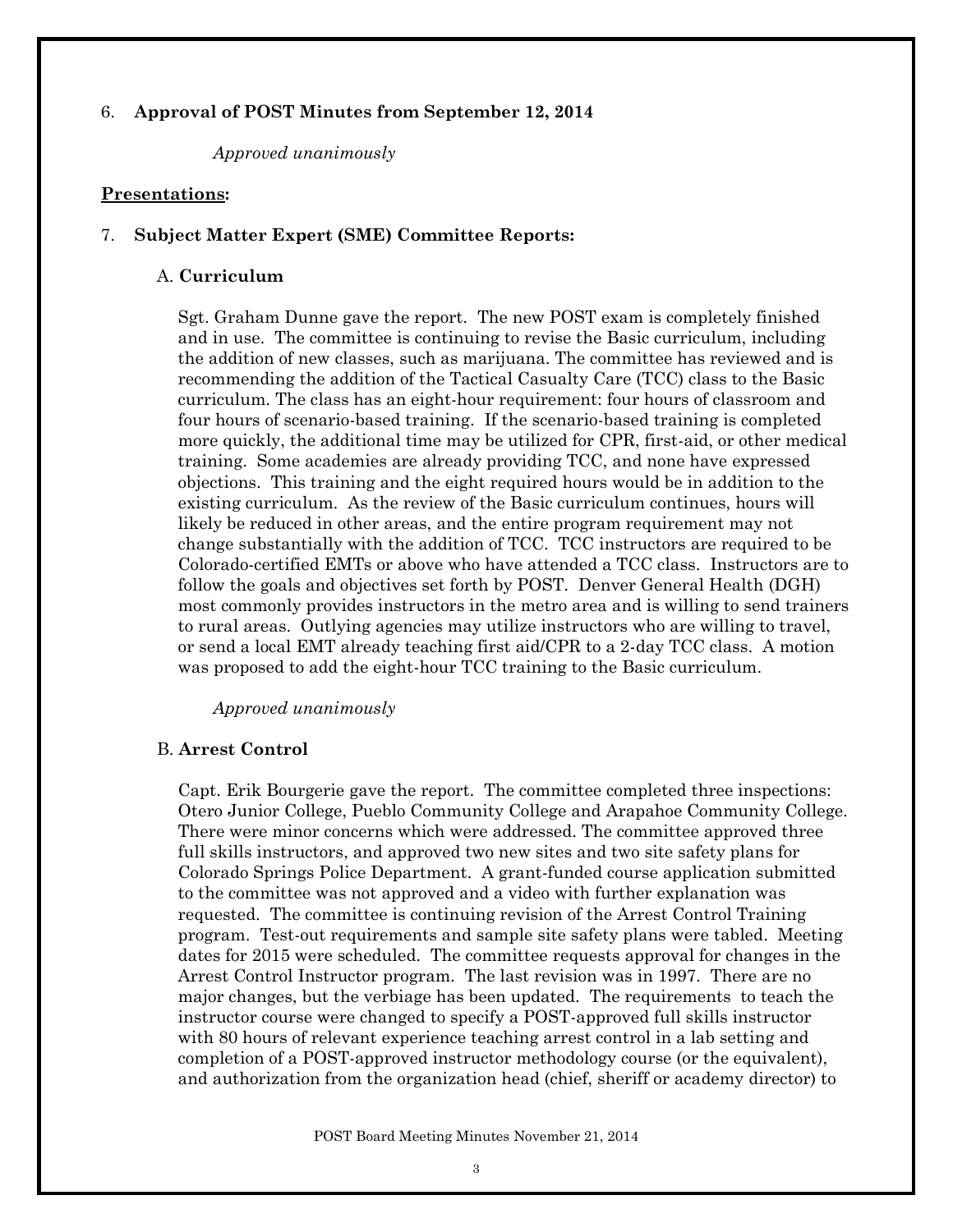6. **Approval of POST Minutes from September 12, 2014**

*Approved unanimously*

**Presentations:**

7. **Subject Matter Expert (SME) Committee Reports:**

A. **Curriculum**

Sgt. Graham Dunne gave the report. The new POST exam is completely finished and in use. The committee is continuing to revise the Basic curriculum, including the addition of new classes, such as marijuana. The committee has reviewed and is recommending the addition of the Tactical Casualty Care (TCC) class to the Basic curriculum. The class has an eight-hour requirement: four hours of classroom and four hours of scenario-based training. If the scenario-based training is completed more quickly, the additional time may be utilized for CPR, first-aid, or other medical training. Some academies are already providing TCC, and none have expressed objections. This training and the eight required hours would be in addition to the existing curriculum. As the review of the Basic curriculum continues, hours will likely be reduced in other areas, and the entire program requirement may not change substantially with the addition of TCC. TCC instructors are required to be Colorado-certified EMTs or above who have attended a TCC class. Instructors are to follow the goals and objectives set forth by POST. Denver General Health (DGH) most commonly provides instructors in the metro area and is willing to send trainers to rural areas. Outlying agencies may utilize instructors who are willing to travel, or send a local EMT already teaching first aid/CPR to a 2-day TCC class. A motion was proposed to add the eight-hour TCC training to the Basic curriculum.

*Approved unanimously*

B. **Arrest Control**

Capt. Erik Bourgerie gave the report. The committee completed three inspections: Otero Junior College, Pueblo Community College and Arapahoe Community College. There were minor concerns which were addressed. The committee approved three full skills instructors, and approved two new sites and two site safety plans for Colorado Springs Police Department. A grant-funded course application submitted to the committee was not approved and a video with further explanation was requested. The committee is continuing revision of the Arrest Control Training program. Test-out requirements and sample site safety plans were tabled. Meeting dates for 2015 were scheduled. The committee requests approval for changes in the Arrest Control Instructor program. The last revision was in 1997. There are no major changes, but the verbiage has been updated. The requirements to teach the instructor course were changed to specify a POST-approved full skills instructor with 80 hours of relevant experience teaching arrest control in a lab setting and completion of a POST-approved instructor methodology course (or the equivalent), and authorization from the organization head (chief, sheriff or academy director) to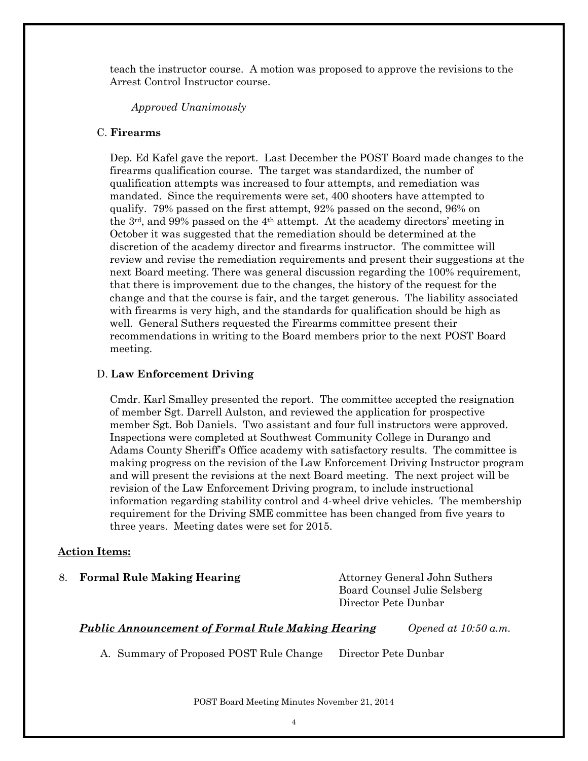teach the instructor course. A motion was proposed to approve the revisions to the Arrest Control Instructor course.

*Approved Unanimously*

C. **Firearms**

Dep. Ed Kafel gave the report. Last December the POST Board made changes to the firearms qualification course. The target was standardized, the number of qualification attempts was increased to four attempts, and remediation was mandated. Since the requirements were set, 400 shooters have attempted to qualify. 79% passed on the first attempt, 92% passed on the second, 96% on the 3rd, and 99% passed on the 4th attempt. At the academy directors' meeting in October it was suggested that the remediation should be determined at the discretion of the academy director and firearms instructor. The committee will review and revise the remediation requirements and present their suggestions at the next Board meeting. There was general discussion regarding the 100% requirement, that there is improvement due to the changes, the history of the request for the change and that the course is fair, and the target generous. The liability associated with firearms is very high, and the standards for qualification should be high as well. General Suthers requested the Firearms committee present their recommendations in writing to the Board members prior to the next POST Board meeting.

D. **Law Enforcement Driving**

Cmdr. Karl Smalley presented the report. The committee accepted the resignation of member Sgt. Darrell Aulston, and reviewed the application for prospective member Sgt. Bob Daniels. Two assistant and four full instructors were approved. Inspections were completed at Southwest Community College in Durango and Adams County Sheriff's Office academy with satisfactory results. The committee is making progress on the revision of the Law Enforcement Driving Instructor program and will present the revisions at the next Board meeting. The next project will be revision of the Law Enforcement Driving program, to include instructional information regarding stability control and 4-wheel drive vehicles. The membership requirement for the Driving SME committee has been changed from five years to three years. Meeting dates were set for 2015.

**Action Items:**

8. **Formal Rule Making Hearing** — Attorney General John Suthers, Board Counsel Julie Selsberg, Director Pete Dunbar

***Public Announcement of Formal Rule Making Hearing*** — *Opened at 10:50 a.m.*

A. Summary of Proposed POST Rule Change — Director Pete Dunbar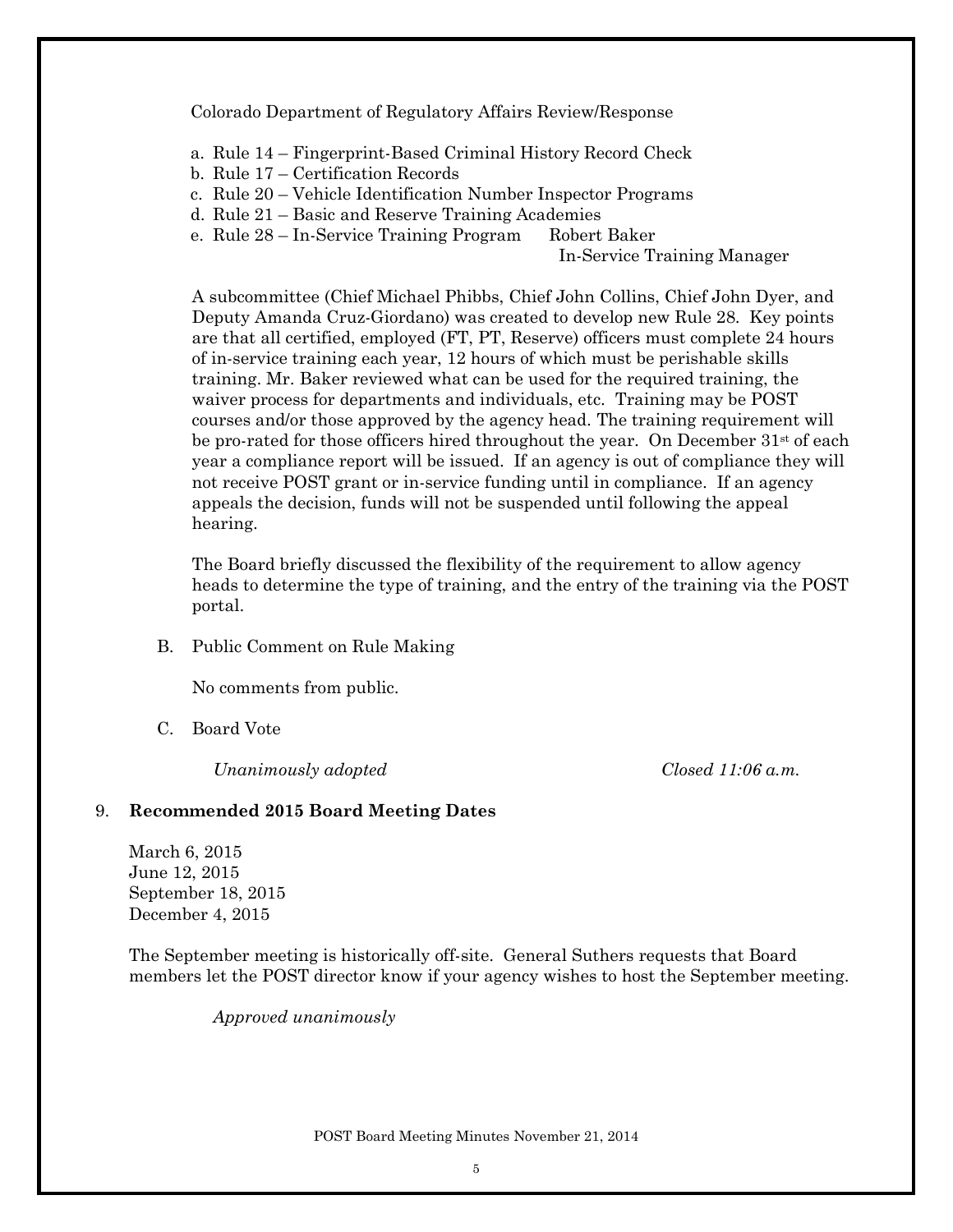Colorado Department of Regulatory Affairs Review/Response

a. Rule 14 – Fingerprint-Based Criminal History Record Check
b. Rule 17 – Certification Records
c. Rule 20 – Vehicle Identification Number Inspector Programs
d. Rule 21 – Basic and Reserve Training Academies
e. Rule 28 – In-Service Training Program Robert Baker
In-Service Training Manager

A subcommittee (Chief Michael Phibbs, Chief John Collins, Chief John Dyer, and Deputy Amanda Cruz-Giordano) was created to develop new Rule 28. Key points are that all certified, employed (FT, PT, Reserve) officers must complete 24 hours of in-service training each year, 12 hours of which must be perishable skills training. Mr. Baker reviewed what can be used for the required training, the waiver process for departments and individuals, etc. Training may be POST courses and/or those approved by the agency head. The training requirement will be pro-rated for those officers hired throughout the year. On December 31st of each year a compliance report will be issued. If an agency is out of compliance they will not receive POST grant or in-service funding until in compliance. If an agency appeals the decision, funds will not be suspended until following the appeal hearing.

The Board briefly discussed the flexibility of the requirement to allow agency heads to determine the type of training, and the entry of the training via the POST portal.

B. Public Comment on Rule Making

No comments from public.

C. Board Vote

*Unanimously adopted* *Closed 11:06 a.m.*

9. **Recommended 2015 Board Meeting Dates**

March 6, 2015
June 12, 2015
September 18, 2015
December 4, 2015

The September meeting is historically off-site. General Suthers requests that Board members let the POST director know if your agency wishes to host the September meeting.

*Approved unanimously*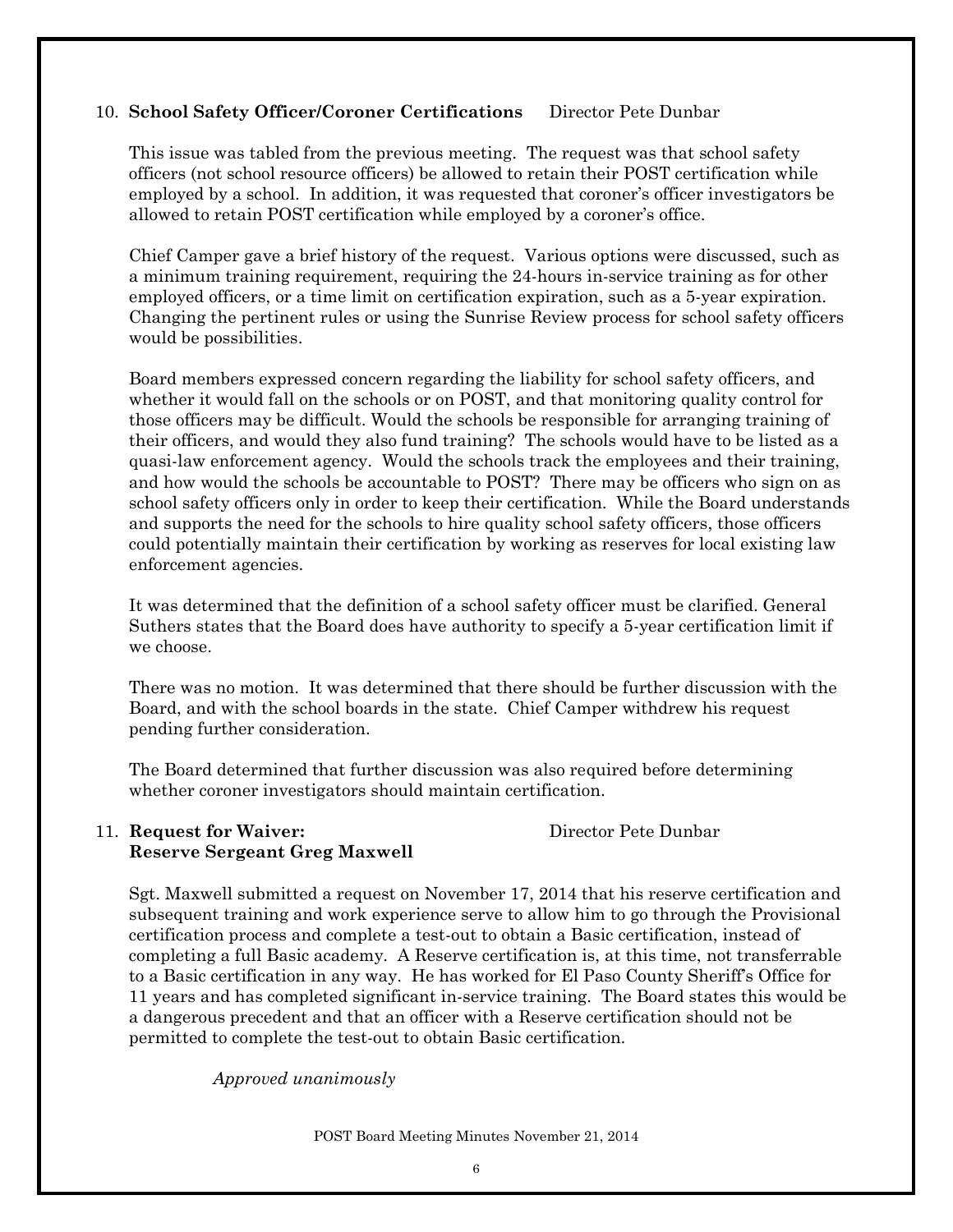10. **School Safety Officer/Coroner Certifications** Director Pete Dunbar

This issue was tabled from the previous meeting. The request was that school safety officers (not school resource officers) be allowed to retain their POST certification while employed by a school. In addition, it was requested that coroner's officer investigators be allowed to retain POST certification while employed by a coroner's office.

Chief Camper gave a brief history of the request. Various options were discussed, such as a minimum training requirement, requiring the 24-hours in-service training as for other employed officers, or a time limit on certification expiration, such as a 5-year expiration. Changing the pertinent rules or using the Sunrise Review process for school safety officers would be possibilities.

Board members expressed concern regarding the liability for school safety officers, and whether it would fall on the schools or on POST, and that monitoring quality control for those officers may be difficult. Would the schools be responsible for arranging training of their officers, and would they also fund training? The schools would have to be listed as a quasi-law enforcement agency. Would the schools track the employees and their training, and how would the schools be accountable to POST? There may be officers who sign on as school safety officers only in order to keep their certification. While the Board understands and supports the need for the schools to hire quality school safety officers, those officers could potentially maintain their certification by working as reserves for local existing law enforcement agencies.

It was determined that the definition of a school safety officer must be clarified. General Suthers states that the Board does have authority to specify a 5-year certification limit if we choose.

There was no motion. It was determined that there should be further discussion with the Board, and with the school boards in the state. Chief Camper withdrew his request pending further consideration.

The Board determined that further discussion was also required before determining whether coroner investigators should maintain certification.

11. **Request for Waiver: Reserve Sergeant Greg Maxwell** Director Pete Dunbar

Sgt. Maxwell submitted a request on November 17, 2014 that his reserve certification and subsequent training and work experience serve to allow him to go through the Provisional certification process and complete a test-out to obtain a Basic certification, instead of completing a full Basic academy. A Reserve certification is, at this time, not transferrable to a Basic certification in any way. He has worked for El Paso County Sheriff's Office for 11 years and has completed significant in-service training. The Board states this would be a dangerous precedent and that an officer with a Reserve certification should not be permitted to complete the test-out to obtain Basic certification.

*Approved unanimously*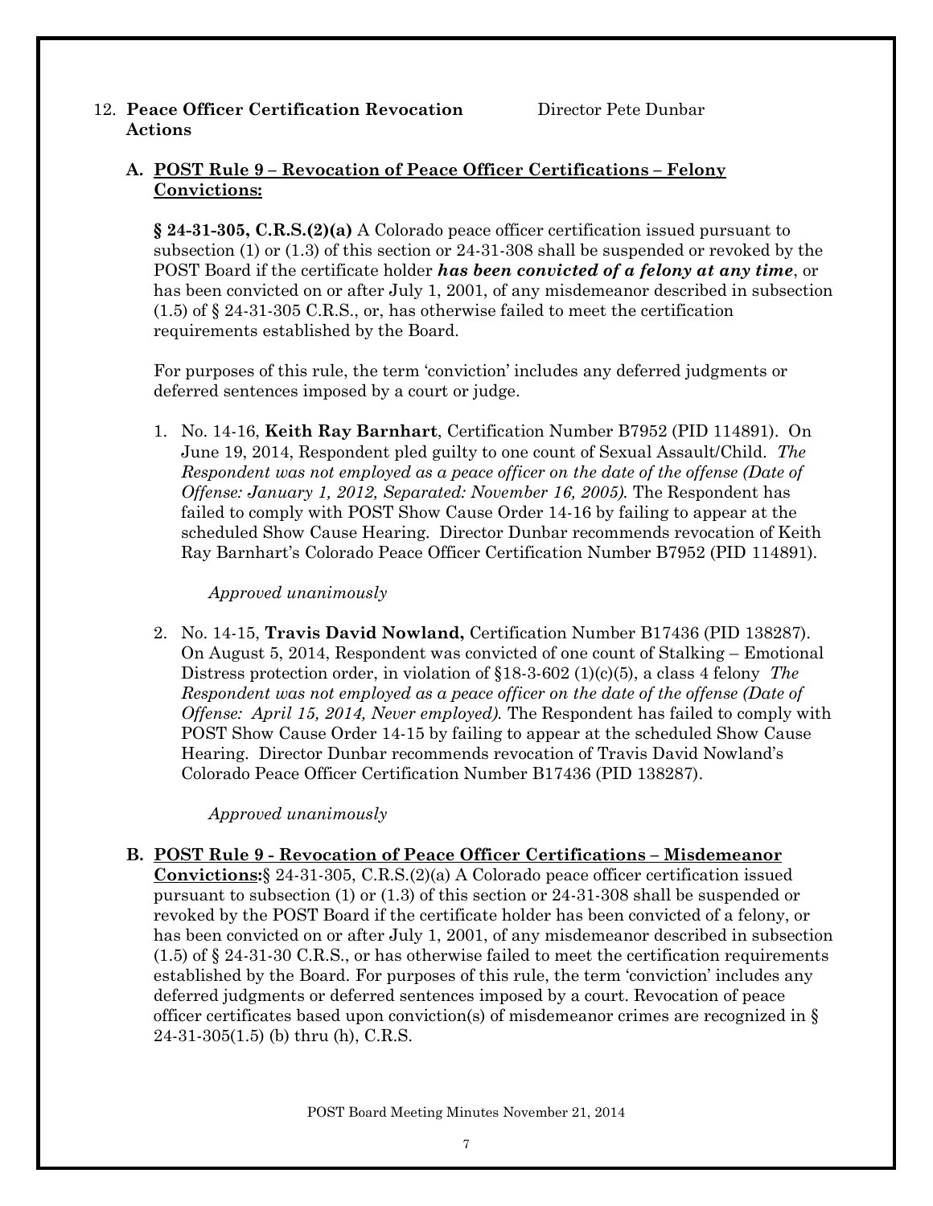12. **Peace Officer Certification Revocation Actions** Director Pete Dunbar

### A. POST Rule 9 – Revocation of Peace Officer Certifications – Felony Convictions:

**§ 24-31-305, C.R.S.(2)(a)** A Colorado peace officer certification issued pursuant to subsection (1) or (1.3) of this section or 24-31-308 shall be suspended or revoked by the POST Board if the certificate holder ***has been convicted of a felony at any time***, or has been convicted on or after July 1, 2001, of any misdemeanor described in subsection (1.5) of § 24-31-305 C.R.S., or, has otherwise failed to meet the certification requirements established by the Board.

For purposes of this rule, the term 'conviction' includes any deferred judgments or deferred sentences imposed by a court or judge.

1. No. 14-16, **Keith Ray Barnhart**, Certification Number B7952 (PID 114891). On June 19, 2014, Respondent pled guilty to one count of Sexual Assault/Child. *The Respondent was not employed as a peace officer on the date of the offense (Date of Offense: January 1, 2012, Separated: November 16, 2005).* The Respondent has failed to comply with POST Show Cause Order 14-16 by failing to appear at the scheduled Show Cause Hearing. Director Dunbar recommends revocation of Keith Ray Barnhart's Colorado Peace Officer Certification Number B7952 (PID 114891).

   *Approved unanimously*

2. No. 14-15, **Travis David Nowland,** Certification Number B17436 (PID 138287). On August 5, 2014, Respondent was convicted of one count of Stalking – Emotional Distress protection order, in violation of §18-3-602 (1)(c)(5), a class 4 felony *The Respondent was not employed as a peace officer on the date of the offense (Date of Offense: April 15, 2014, Never employed).* The Respondent has failed to comply with POST Show Cause Order 14-15 by failing to appear at the scheduled Show Cause Hearing. Director Dunbar recommends revocation of Travis David Nowland's Colorado Peace Officer Certification Number B17436 (PID 138287).

   *Approved unanimously*

### B. POST Rule 9 - Revocation of Peace Officer Certifications – Misdemeanor Convictions:

§ 24-31-305, C.R.S.(2)(a) A Colorado peace officer certification issued pursuant to subsection (1) or (1.3) of this section or 24-31-308 shall be suspended or revoked by the POST Board if the certificate holder has been convicted of a felony, or has been convicted on or after July 1, 2001, of any misdemeanor described in subsection (1.5) of § 24-31-30 C.R.S., or has otherwise failed to meet the certification requirements established by the Board. For purposes of this rule, the term 'conviction' includes any deferred judgments or deferred sentences imposed by a court. Revocation of peace officer certificates based upon conviction(s) of misdemeanor crimes are recognized in § 24-31-305(1.5) (b) thru (h), C.R.S.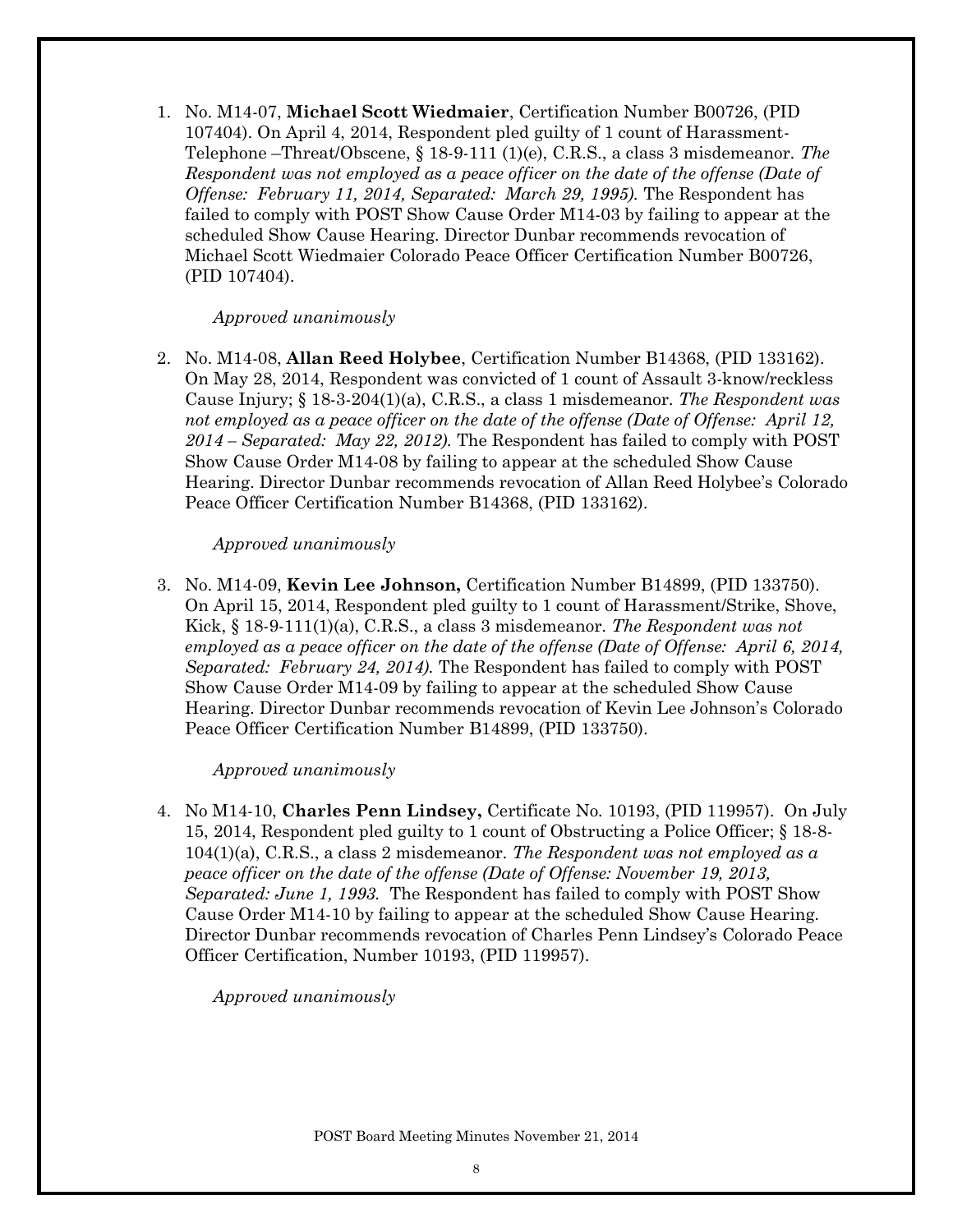1. No. M14-07, **Michael Scott Wiedmaier**, Certification Number B00726, (PID 107404). On April 4, 2014, Respondent pled guilty of 1 count of Harassment-Telephone –Threat/Obscene, § 18-9-111 (1)(e), C.R.S., a class 3 misdemeanor. *The Respondent was not employed as a peace officer on the date of the offense (Date of Offense: February 11, 2014, Separated: March 29, 1995).* The Respondent has failed to comply with POST Show Cause Order M14-03 by failing to appear at the scheduled Show Cause Hearing. Director Dunbar recommends revocation of Michael Scott Wiedmaier Colorado Peace Officer Certification Number B00726, (PID 107404).

   *Approved unanimously*

2. No. M14-08, **Allan Reed Holybee**, Certification Number B14368, (PID 133162). On May 28, 2014, Respondent was convicted of 1 count of Assault 3-know/reckless Cause Injury; § 18-3-204(1)(a), C.R.S., a class 1 misdemeanor. *The Respondent was not employed as a peace officer on the date of the offense (Date of Offense: April 12, 2014 – Separated: May 22, 2012).* The Respondent has failed to comply with POST Show Cause Order M14-08 by failing to appear at the scheduled Show Cause Hearing. Director Dunbar recommends revocation of Allan Reed Holybee's Colorado Peace Officer Certification Number B14368, (PID 133162).

   *Approved unanimously*

3. No. M14-09, **Kevin Lee Johnson,** Certification Number B14899, (PID 133750). On April 15, 2014, Respondent pled guilty to 1 count of Harassment/Strike, Shove, Kick, § 18-9-111(1)(a), C.R.S., a class 3 misdemeanor. *The Respondent was not employed as a peace officer on the date of the offense (Date of Offense: April 6, 2014, Separated: February 24, 2014).* The Respondent has failed to comply with POST Show Cause Order M14-09 by failing to appear at the scheduled Show Cause Hearing. Director Dunbar recommends revocation of Kevin Lee Johnson's Colorado Peace Officer Certification Number B14899, (PID 133750).

   *Approved unanimously*

4. No M14-10, **Charles Penn Lindsey,** Certificate No. 10193, (PID 119957). On July 15, 2014, Respondent pled guilty to 1 count of Obstructing a Police Officer; § 18-8-104(1)(a), C.R.S., a class 2 misdemeanor. *The Respondent was not employed as a peace officer on the date of the offense (Date of Offense: November 19, 2013, Separated: June 1, 1993.* The Respondent has failed to comply with POST Show Cause Order M14-10 by failing to appear at the scheduled Show Cause Hearing. Director Dunbar recommends revocation of Charles Penn Lindsey's Colorado Peace Officer Certification, Number 10193, (PID 119957).

   *Approved unanimously*

POST Board Meeting Minutes November 21, 2014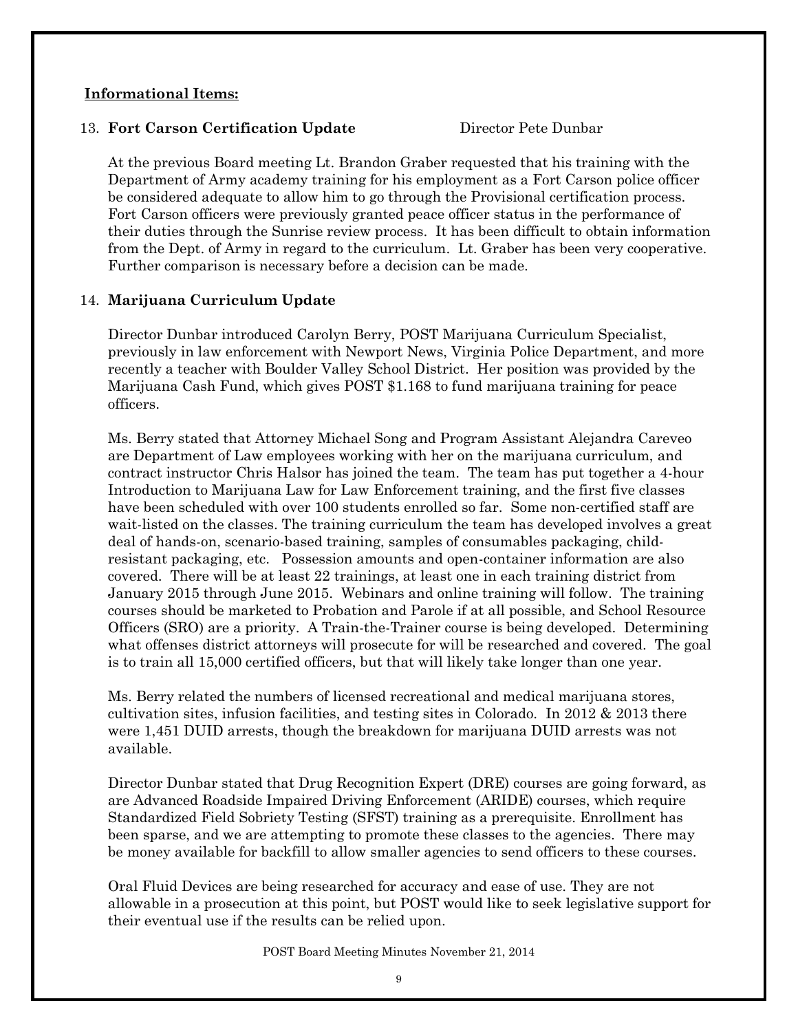**Informational Items:**

13. **Fort Carson Certification Update** Director Pete Dunbar

At the previous Board meeting Lt. Brandon Graber requested that his training with the Department of Army academy training for his employment as a Fort Carson police officer be considered adequate to allow him to go through the Provisional certification process. Fort Carson officers were previously granted peace officer status in the performance of their duties through the Sunrise review process. It has been difficult to obtain information from the Dept. of Army in regard to the curriculum. Lt. Graber has been very cooperative. Further comparison is necessary before a decision can be made.

14. **Marijuana Curriculum Update**

Director Dunbar introduced Carolyn Berry, POST Marijuana Curriculum Specialist, previously in law enforcement with Newport News, Virginia Police Department, and more recently a teacher with Boulder Valley School District. Her position was provided by the Marijuana Cash Fund, which gives POST $1.168 to fund marijuana training for peace officers.

Ms. Berry stated that Attorney Michael Song and Program Assistant Alejandra Careveo are Department of Law employees working with her on the marijuana curriculum, and contract instructor Chris Halsor has joined the team. The team has put together a 4-hour Introduction to Marijuana Law for Law Enforcement training, and the first five classes have been scheduled with over 100 students enrolled so far. Some non-certified staff are wait-listed on the classes. The training curriculum the team has developed involves a great deal of hands-on, scenario-based training, samples of consumables packaging, child-resistant packaging, etc. Possession amounts and open-container information are also covered. There will be at least 22 trainings, at least one in each training district from January 2015 through June 2015. Webinars and online training will follow. The training courses should be marketed to Probation and Parole if at all possible, and School Resource Officers (SRO) are a priority. A Train-the-Trainer course is being developed. Determining what offenses district attorneys will prosecute for will be researched and covered. The goal is to train all 15,000 certified officers, but that will likely take longer than one year.

Ms. Berry related the numbers of licensed recreational and medical marijuana stores, cultivation sites, infusion facilities, and testing sites in Colorado. In 2012 & 2013 there were 1,451 DUID arrests, though the breakdown for marijuana DUID arrests was not available.

Director Dunbar stated that Drug Recognition Expert (DRE) courses are going forward, as are Advanced Roadside Impaired Driving Enforcement (ARIDE) courses, which require Standardized Field Sobriety Testing (SFST) training as a prerequisite. Enrollment has been sparse, and we are attempting to promote these classes to the agencies. There may be money available for backfill to allow smaller agencies to send officers to these courses.

Oral Fluid Devices are being researched for accuracy and ease of use. They are not allowable in a prosecution at this point, but POST would like to seek legislative support for their eventual use if the results can be relied upon.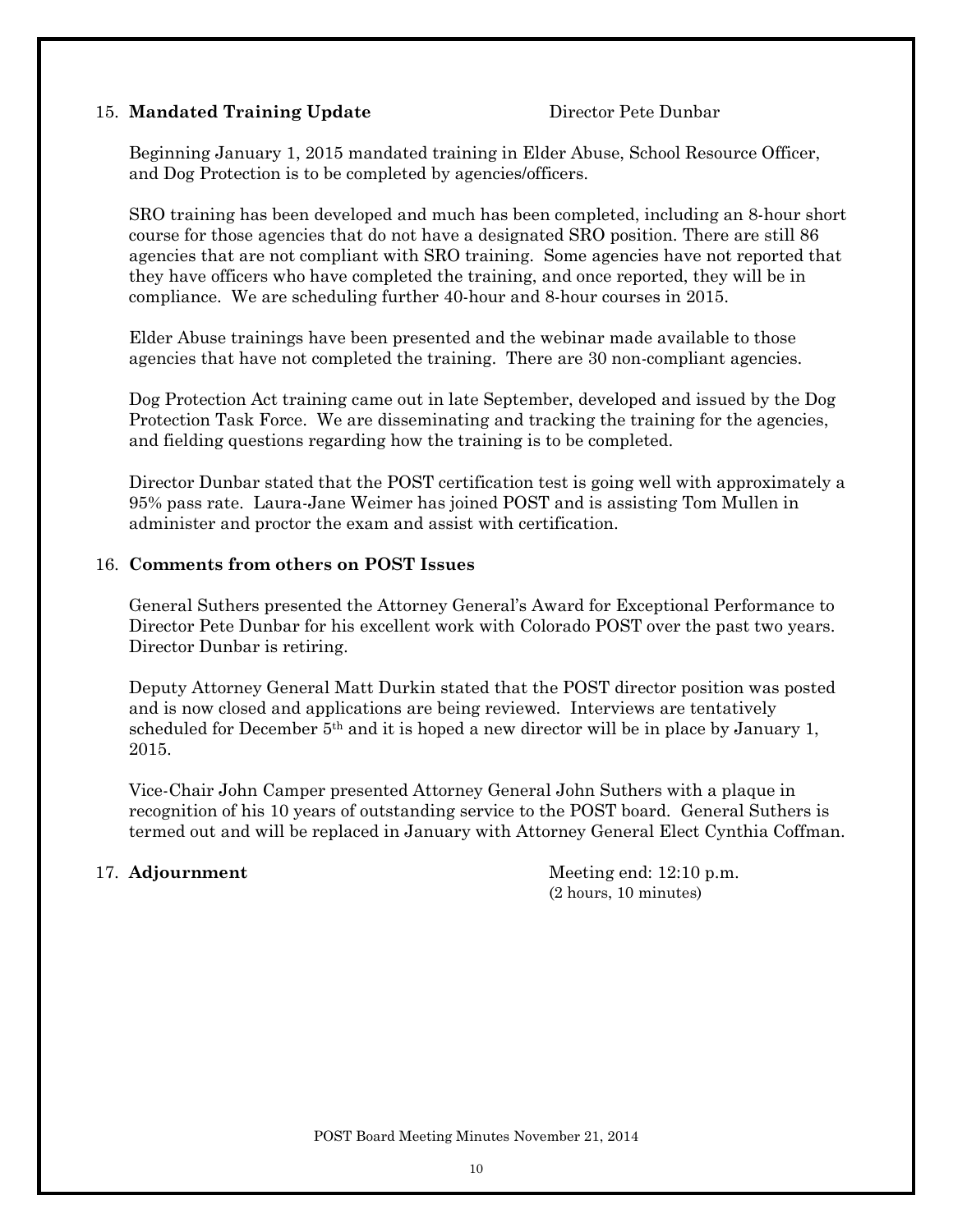15. **Mandated Training Update** Director Pete Dunbar

Beginning January 1, 2015 mandated training in Elder Abuse, School Resource Officer, and Dog Protection is to be completed by agencies/officers.

SRO training has been developed and much has been completed, including an 8-hour short course for those agencies that do not have a designated SRO position. There are still 86 agencies that are not compliant with SRO training. Some agencies have not reported that they have officers who have completed the training, and once reported, they will be in compliance. We are scheduling further 40-hour and 8-hour courses in 2015.

Elder Abuse trainings have been presented and the webinar made available to those agencies that have not completed the training. There are 30 non-compliant agencies.

Dog Protection Act training came out in late September, developed and issued by the Dog Protection Task Force. We are disseminating and tracking the training for the agencies, and fielding questions regarding how the training is to be completed.

Director Dunbar stated that the POST certification test is going well with approximately a 95% pass rate. Laura-Jane Weimer has joined POST and is assisting Tom Mullen in administer and proctor the exam and assist with certification.

16. **Comments from others on POST Issues**

General Suthers presented the Attorney General's Award for Exceptional Performance to Director Pete Dunbar for his excellent work with Colorado POST over the past two years. Director Dunbar is retiring.

Deputy Attorney General Matt Durkin stated that the POST director position was posted and is now closed and applications are being reviewed. Interviews are tentatively scheduled for December 5th and it is hoped a new director will be in place by January 1, 2015.

Vice-Chair John Camper presented Attorney General John Suthers with a plaque in recognition of his 10 years of outstanding service to the POST board. General Suthers is termed out and will be replaced in January with Attorney General Elect Cynthia Coffman.

17. **Adjournment** Meeting end: 12:10 p.m. (2 hours, 10 minutes)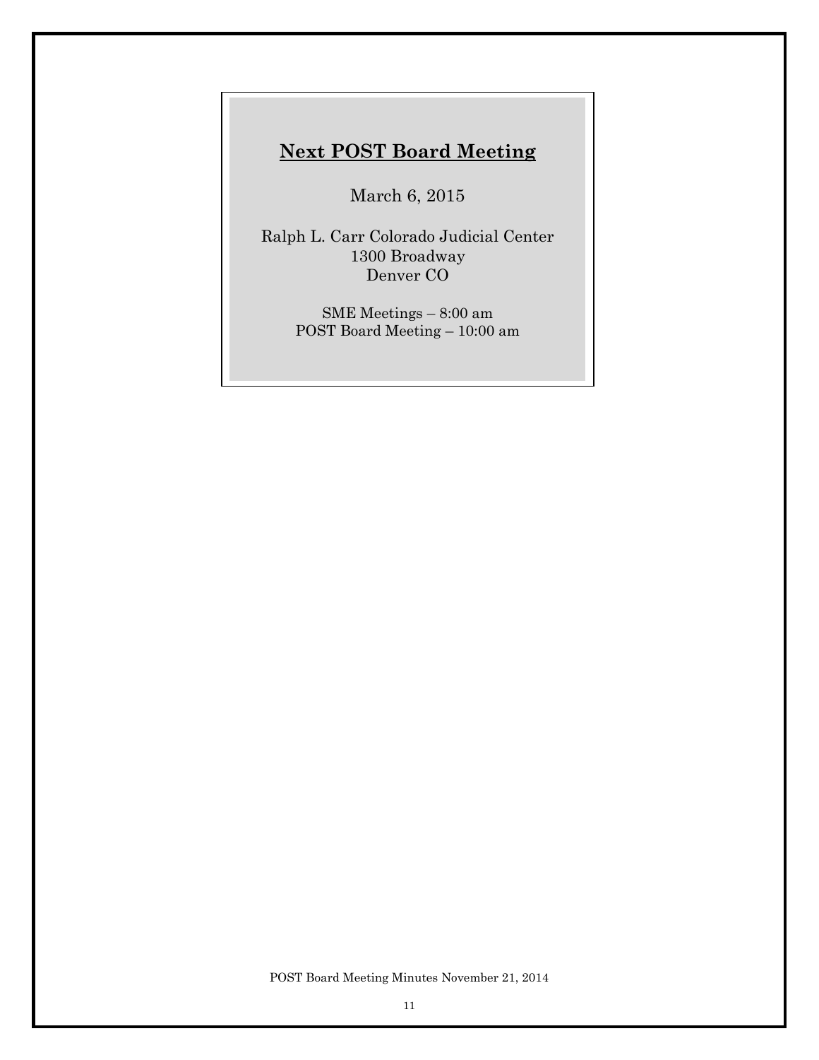## **Next POST Board Meeting**

March 6, 2015

Ralph L. Carr Colorado Judicial Center
1300 Broadway
Denver CO

SME Meetings – 8:00 am
POST Board Meeting – 10:00 am